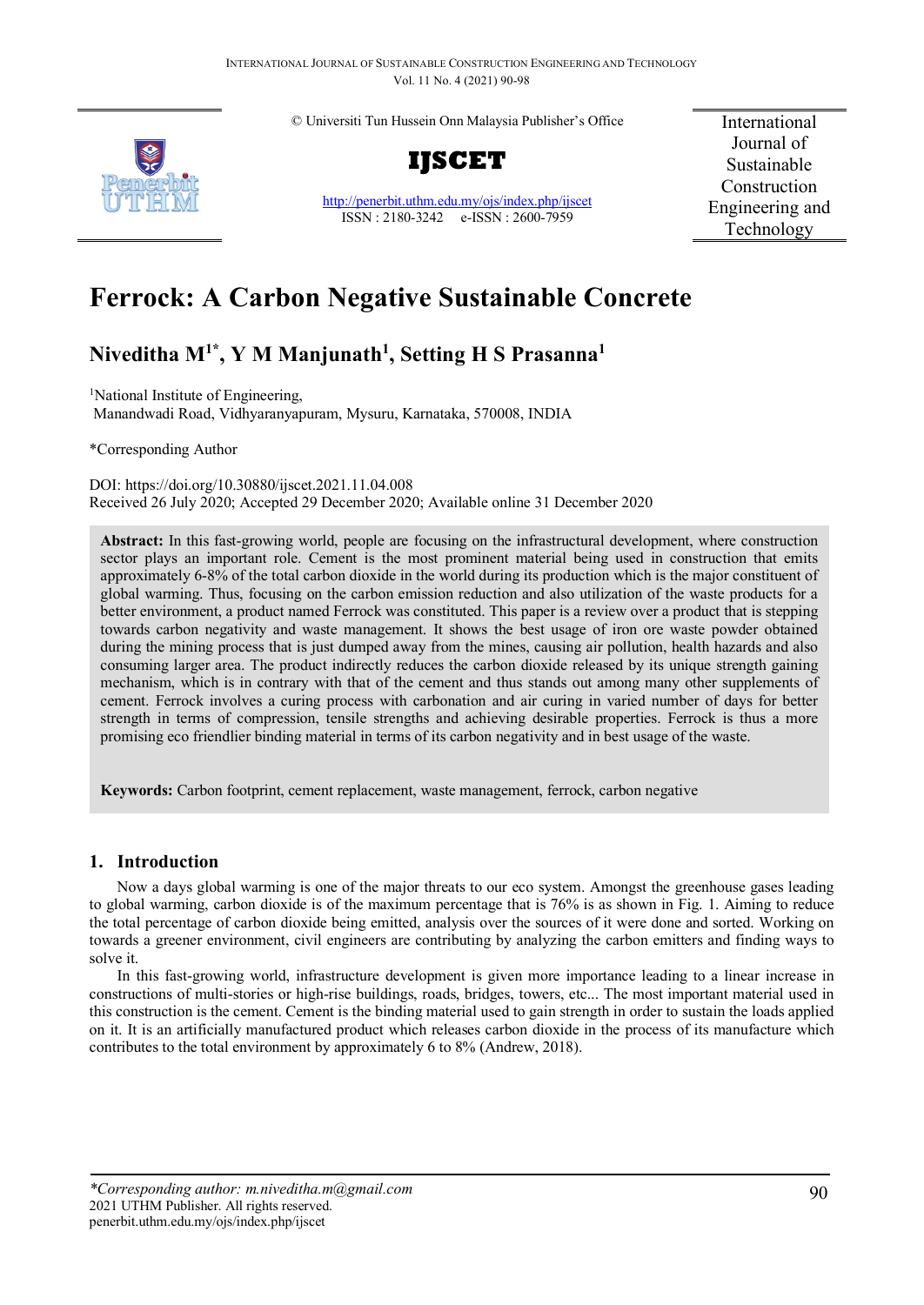# Ferrock: A Carbon Negative Sustainable Concrete

## Niveditha M[1*], Y M Manjunath[1], Setting H S Prasanna[1]

[1]National Institute of Engineering,
Manandwadi Road, Vidhyaranyapuram, Mysuru, Karnataka, 570008, INDIA

*Corresponding Author

DOI: https://doi.org/10.30880/ijscet.2021.11.04.008
Received 26 July 2020; Accepted 29 December 2020; Available online 31 December 2020

**Abstract:** In this fast-growing world, people are focusing on the infrastructural development, where construction sector plays an important role. Cement is the most prominent material being used in construction that emits approximately 6-8% of the total carbon dioxide in the world during its production which is the major constituent of global warming. Thus, focusing on the carbon emission reduction and also utilization of the waste products for a better environment, a product named Ferrock was constituted. This paper is a review over a product that is stepping towards carbon negativity and waste management. It shows the best usage of iron ore waste powder obtained during the mining process that is just dumped away from the mines, causing air pollution, health hazards and also consuming larger area. The product indirectly reduces the carbon dioxide released by its unique strength gaining mechanism, which is in contrary with that of the cement and thus stands out among many other supplements of cement. Ferrock involves a curing process with carbonation and air curing in varied number of days for better strength in terms of compression, tensile strengths and achieving desirable properties. Ferrock is thus a more promising eco friendlier binding material in terms of its carbon negativity and in best usage of the waste.

**Keywords:** Carbon footprint, cement replacement, waste management, ferrock, carbon negative

## 1. Introduction

Now a days global warming is one of the major threats to our eco system. Amongst the greenhouse gases leading to global warming, carbon dioxide is of the maximum percentage that is 76% is as shown in Fig. 1. Aiming to reduce the total percentage of carbon dioxide being emitted, analysis over the sources of it were done and sorted. Working on towards a greener environment, civil engineers are contributing by analyzing the carbon emitters and finding ways to solve it.

In this fast-growing world, infrastructure development is given more importance leading to a linear increase in constructions of multi-stories or high-rise buildings, roads, bridges, towers, etc... The most important material used in this construction is the cement. Cement is the binding material used to gain strength in order to sustain the loads applied on it. It is an artificially manufactured product which releases carbon dioxide in the process of its manufacture which contributes to the total environment by approximately 6 to 8% (Andrew, 2018).

*Corresponding author: m.niveditha.m@gmail.com
2021 UTHM Publisher. All rights reserved.
penerbit.uthm.edu.my/ojs/index.php/ijscet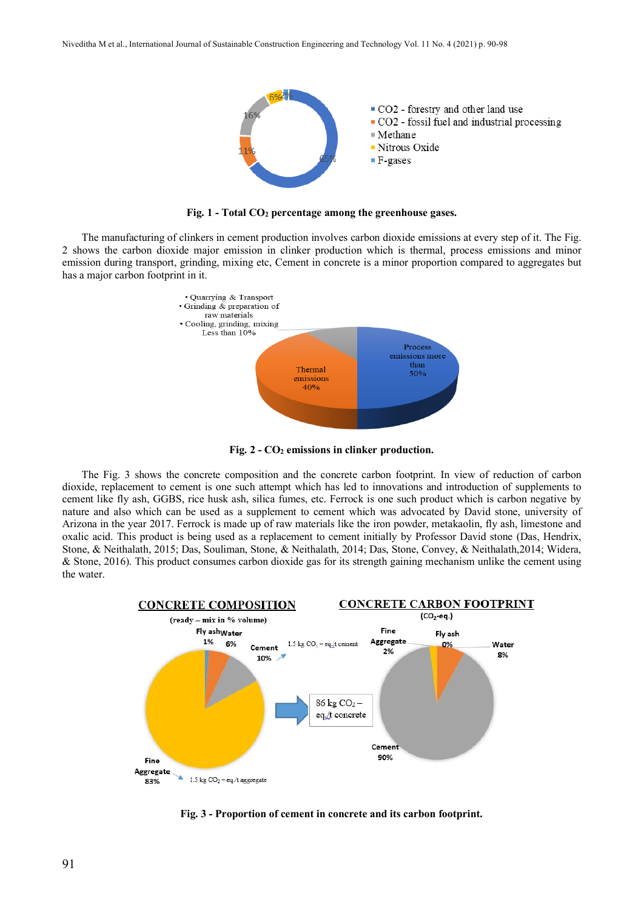**Fig. 1 - Total $CO_2$ percentage among the greenhouse gases.**

The manufacturing of clinkers in cement production involves carbon dioxide emissions at every step of it. The Fig. 2 shows the carbon dioxide major emission in clinker production which is thermal, process emissions and minor emission during transport, grinding, mixing etc, Cement in concrete is a minor proportion compared to aggregates but has a major carbon footprint in it.

**Fig. 2 - $CO_2$ emissions in clinker production.**

The Fig. 3 shows the concrete composition and the concrete carbon footprint. In view of reduction of carbon dioxide, replacement to cement is one such attempt which has led to innovations and introduction of supplements to cement like fly ash, GGBS, rice husk ash, silica fumes, etc. Ferrock is one such product which is carbon negative by nature and also which can be used as a supplement to cement which was advocated by David stone, university of Arizona in the year 2017. Ferrock is made up of raw materials like the iron powder, metakaolin, fly ash, limestone and oxalic acid. This product is being used as a replacement to cement initially by Professor David stone (Das, Hendrix, Stone, & Neithalath, 2015; Das, Souliman, Stone, & Neithalath, 2014; Das, Stone, Convey, & Neithalath,2014; Widera, & Stone, 2016). This product consumes carbon dioxide gas for its strength gaining mechanism unlike the cement using the water.

**Fig. 3 - Proportion of cement in concrete and its carbon footprint.**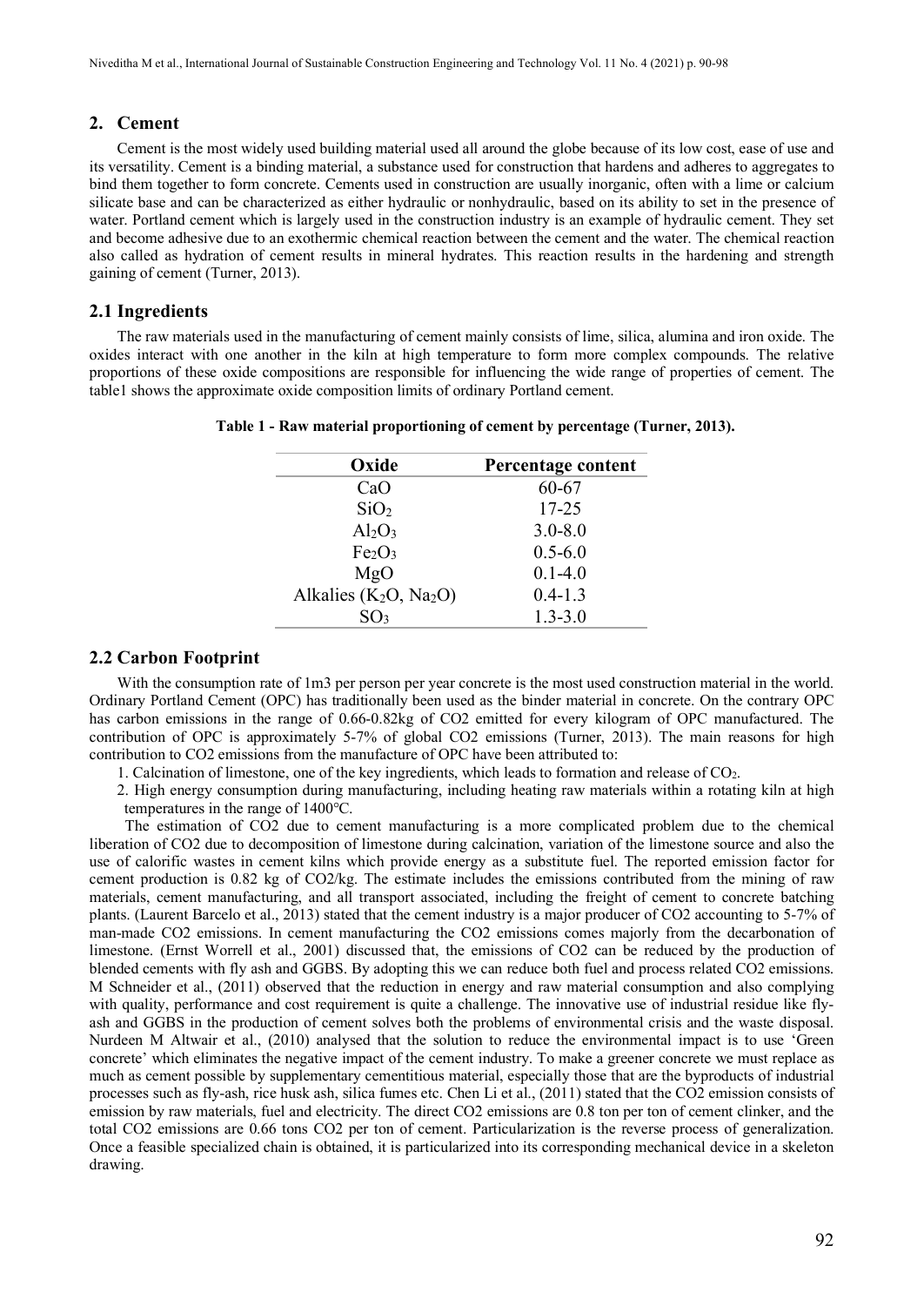## 2. Cement

Cement is the most widely used building material used all around the globe because of its low cost, ease of use and its versatility. Cement is a binding material, a substance used for construction that hardens and adheres to aggregates to bind them together to form concrete. Cements used in construction are usually inorganic, often with a lime or calcium silicate base and can be characterized as either hydraulic or nonhydraulic, based on its ability to set in the presence of water. Portland cement which is largely used in the construction industry is an example of hydraulic cement. They set and become adhesive due to an exothermic chemical reaction between the cement and the water. The chemical reaction also called as hydration of cement results in mineral hydrates. This reaction results in the hardening and strength gaining of cement (Turner, 2013).

### 2.1 Ingredients

The raw materials used in the manufacturing of cement mainly consists of lime, silica, alumina and iron oxide. The oxides interact with one another in the kiln at high temperature to form more complex compounds. The relative proportions of these oxide compositions are responsible for influencing the wide range of properties of cement. The table1 shows the approximate oxide composition limits of ordinary Portland cement.

**Table 1 - Raw material proportioning of cement by percentage (Turner, 2013).**

| Oxide | Percentage content |
| --- | --- |
| $CaO$ | 60-67 |
| $SiO_2$ | 17-25 |
| $Al_2O_3$ | 3.0-8.0 |
| $Fe_2O_3$ | 0.5-6.0 |
| $MgO$ | 0.1-4.0 |
| Alkalies ($K_2O$, $Na_2O$) | 0.4-1.3 |
| $SO_3$ | 1.3-3.0 |

### 2.2 Carbon Footprint

With the consumption rate of 1m3 per person per year concrete is the most used construction material in the world. Ordinary Portland Cement (OPC) has traditionally been used as the binder material in concrete. On the contrary OPC has carbon emissions in the range of 0.66-0.82kg of CO2 emitted for every kilogram of OPC manufactured. The contribution of OPC is approximately 5-7% of global CO2 emissions (Turner, 2013). The main reasons for high contribution to CO2 emissions from the manufacture of OPC have been attributed to:

1. Calcination of limestone, one of the key ingredients, which leads to formation and release of $CO_2$.
2. High energy consumption during manufacturing, including heating raw materials within a rotating kiln at high temperatures in the range of 1400°C.

The estimation of CO2 due to cement manufacturing is a more complicated problem due to the chemical liberation of CO2 due to decomposition of limestone during calcination, variation of the limestone source and also the use of calorific wastes in cement kilns which provide energy as a substitute fuel. The reported emission factor for cement production is 0.82 kg of CO2/kg. The estimate includes the emissions contributed from the mining of raw materials, cement manufacturing, and all transport associated, including the freight of cement to concrete batching plants. (Laurent Barcelo et al., 2013) stated that the cement industry is a major producer of CO2 accounting to 5-7% of man-made CO2 emissions. In cement manufacturing the CO2 emissions comes majorly from the decarbonation of limestone. (Ernst Worrell et al., 2001) discussed that, the emissions of CO2 can be reduced by the production of blended cements with fly ash and GGBS. By adopting this we can reduce both fuel and process related CO2 emissions. M Schneider et al., (2011) observed that the reduction in energy and raw material consumption and also complying with quality, performance and cost requirement is quite a challenge. The innovative use of industrial residue like fly-ash and GGBS in the production of cement solves both the problems of environmental crisis and the waste disposal. Nurdeen M Altwair et al., (2010) analysed that the solution to reduce the environmental impact is to use 'Green concrete' which eliminates the negative impact of the cement industry. To make a greener concrete we must replace as much as cement possible by supplementary cementitious material, especially those that are the byproducts of industrial processes such as fly-ash, rice husk ash, silica fumes etc. Chen Li et al., (2011) stated that the CO2 emission consists of emission by raw materials, fuel and electricity. The direct CO2 emissions are 0.8 ton per ton of cement clinker, and the total CO2 emissions are 0.66 tons CO2 per ton of cement. Particularization is the reverse process of generalization. Once a feasible specialized chain is obtained, it is particularized into its corresponding mechanical device in a skeleton drawing.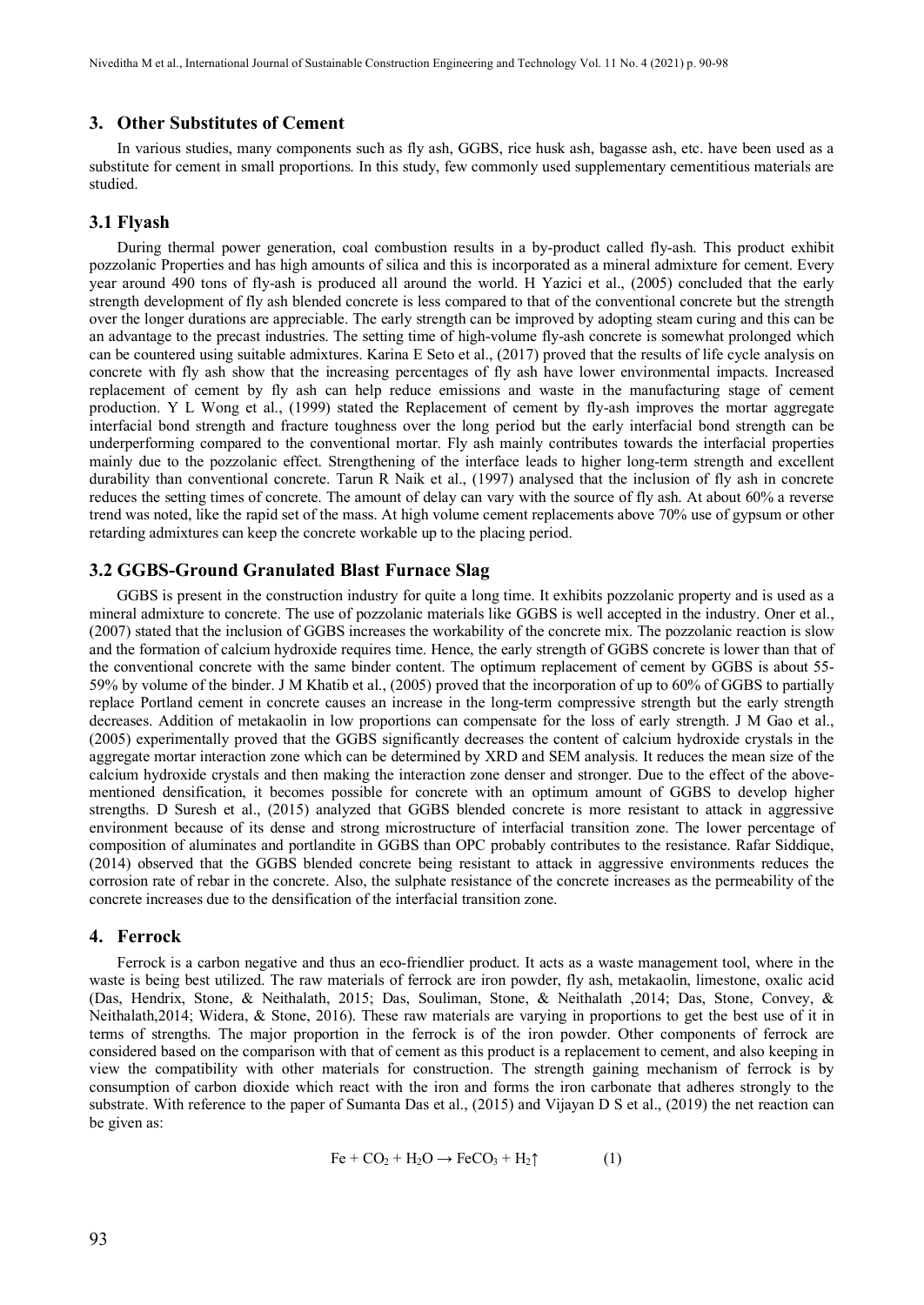## 3. Other Substitutes of Cement

In various studies, many components such as fly ash, GGBS, rice husk ash, bagasse ash, etc. have been used as a substitute for cement in small proportions. In this study, few commonly used supplementary cementitious materials are studied.

### 3.1 Flyash

During thermal power generation, coal combustion results in a by-product called fly-ash. This product exhibit pozzolanic Properties and has high amounts of silica and this is incorporated as a mineral admixture for cement. Every year around 490 tons of fly-ash is produced all around the world. H Yazici et al., (2005) concluded that the early strength development of fly ash blended concrete is less compared to that of the conventional concrete but the strength over the longer durations are appreciable. The early strength can be improved by adopting steam curing and this can be an advantage to the precast industries. The setting time of high-volume fly-ash concrete is somewhat prolonged which can be countered using suitable admixtures. Karina E Seto et al., (2017) proved that the results of life cycle analysis on concrete with fly ash show that the increasing percentages of fly ash have lower environmental impacts. Increased replacement of cement by fly ash can help reduce emissions and waste in the manufacturing stage of cement production. Y L Wong et al., (1999) stated the Replacement of cement by fly-ash improves the mortar aggregate interfacial bond strength and fracture toughness over the long period but the early interfacial bond strength can be underperforming compared to the conventional mortar. Fly ash mainly contributes towards the interfacial properties mainly due to the pozzolanic effect. Strengthening of the interface leads to higher long-term strength and excellent durability than conventional concrete. Tarun R Naik et al., (1997) analysed that the inclusion of fly ash in concrete reduces the setting times of concrete. The amount of delay can vary with the source of fly ash. At about 60% a reverse trend was noted, like the rapid set of the mass. At high volume cement replacements above 70% use of gypsum or other retarding admixtures can keep the concrete workable up to the placing period.

### 3.2 GGBS-Ground Granulated Blast Furnace Slag

GGBS is present in the construction industry for quite a long time. It exhibits pozzolanic property and is used as a mineral admixture to concrete. The use of pozzolanic materials like GGBS is well accepted in the industry. Oner et al., (2007) stated that the inclusion of GGBS increases the workability of the concrete mix. The pozzolanic reaction is slow and the formation of calcium hydroxide requires time. Hence, the early strength of GGBS concrete is lower than that of the conventional concrete with the same binder content. The optimum replacement of cement by GGBS is about 55-59% by volume of the binder. J M Khatib et al., (2005) proved that the incorporation of up to 60% of GGBS to partially replace Portland cement in concrete causes an increase in the long-term compressive strength but the early strength decreases. Addition of metakaolin in low proportions can compensate for the loss of early strength. J M Gao et al., (2005) experimentally proved that the GGBS significantly decreases the content of calcium hydroxide crystals in the aggregate mortar interaction zone which can be determined by XRD and SEM analysis. It reduces the mean size of the calcium hydroxide crystals and then making the interaction zone denser and stronger. Due to the effect of the above-mentioned densification, it becomes possible for concrete with an optimum amount of GGBS to develop higher strengths. D Suresh et al., (2015) analyzed that GGBS blended concrete is more resistant to attack in aggressive environment because of its dense and strong microstructure of interfacial transition zone. The lower percentage of composition of aluminates and portlandite in GGBS than OPC probably contributes to the resistance. Rafar Siddique, (2014) observed that the GGBS blended concrete being resistant to attack in aggressive environments reduces the corrosion rate of rebar in the concrete. Also, the sulphate resistance of the concrete increases as the permeability of the concrete increases due to the densification of the interfacial transition zone.

## 4. Ferrock

Ferrock is a carbon negative and thus an eco-friendlier product. It acts as a waste management tool, where in the waste is being best utilized. The raw materials of ferrock are iron powder, fly ash, metakaolin, limestone, oxalic acid (Das, Hendrix, Stone, & Neithalath, 2015; Das, Souliman, Stone, & Neithalath ,2014; Das, Stone, Convey, & Neithalath,2014; Widera, & Stone, 2016). These raw materials are varying in proportions to get the best use of it in terms of strengths. The major proportion in the ferrock is of the iron powder. Other components of ferrock are considered based on the comparison with that of cement as this product is a replacement to cement, and also keeping in view the compatibility with other materials for construction. The strength gaining mechanism of ferrock is by consumption of carbon dioxide which react with the iron and forms the iron carbonate that adheres strongly to the substrate. With reference to the paper of Sumanta Das et al., (2015) and Vijayan D S et al., (2019) the net reaction can be given as:

$$Fe + CO_2 + H_2O \rightarrow FeCO_3 + H_2\uparrow \qquad (1)$$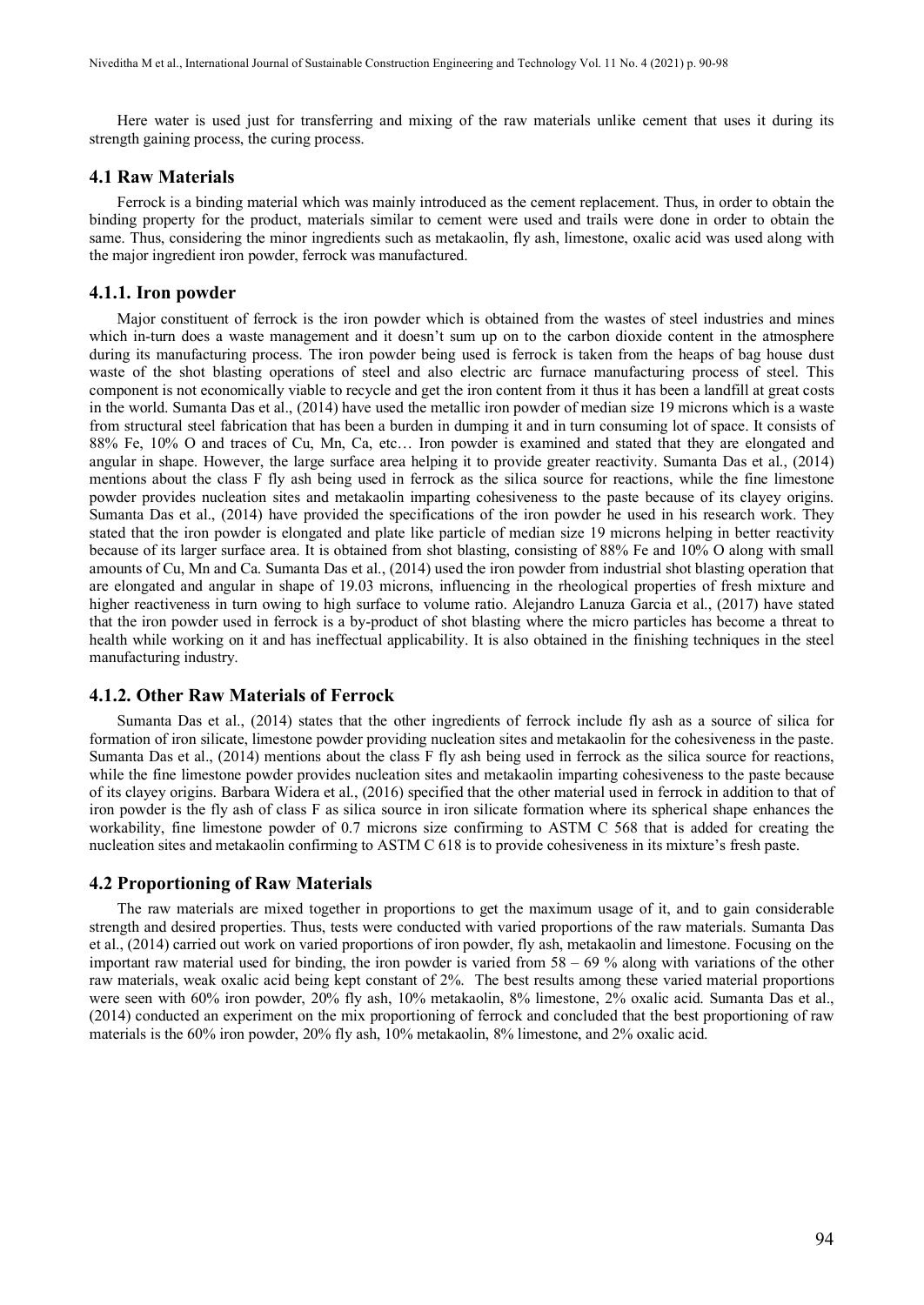Here water is used just for transferring and mixing of the raw materials unlike cement that uses it during its strength gaining process, the curing process.

## 4.1 Raw Materials

Ferrock is a binding material which was mainly introduced as the cement replacement. Thus, in order to obtain the binding property for the product, materials similar to cement were used and trails were done in order to obtain the same. Thus, considering the minor ingredients such as metakaolin, fly ash, limestone, oxalic acid was used along with the major ingredient iron powder, ferrock was manufactured.

### 4.1.1. Iron powder

Major constituent of ferrock is the iron powder which is obtained from the wastes of steel industries and mines which in-turn does a waste management and it doesn't sum up on to the carbon dioxide content in the atmosphere during its manufacturing process. The iron powder being used is ferrock is taken from the heaps of bag house dust waste of the shot blasting operations of steel and also electric arc furnace manufacturing process of steel. This component is not economically viable to recycle and get the iron content from it thus it has been a landfill at great costs in the world. Sumanta Das et al., (2014) have used the metallic iron powder of median size 19 microns which is a waste from structural steel fabrication that has been a burden in dumping it and in turn consuming lot of space. It consists of 88% Fe, 10% O and traces of Cu, Mn, Ca, etc… Iron powder is examined and stated that they are elongated and angular in shape. However, the large surface area helping it to provide greater reactivity. Sumanta Das et al., (2014) mentions about the class F fly ash being used in ferrock as the silica source for reactions, while the fine limestone powder provides nucleation sites and metakaolin imparting cohesiveness to the paste because of its clayey origins. Sumanta Das et al., (2014) have provided the specifications of the iron powder he used in his research work. They stated that the iron powder is elongated and plate like particle of median size 19 microns helping in better reactivity because of its larger surface area. It is obtained from shot blasting, consisting of 88% Fe and 10% O along with small amounts of Cu, Mn and Ca. Sumanta Das et al., (2014) used the iron powder from industrial shot blasting operation that are elongated and angular in shape of 19.03 microns, influencing in the rheological properties of fresh mixture and higher reactiveness in turn owing to high surface to volume ratio. Alejandro Lanuza Garcia et al., (2017) have stated that the iron powder used in ferrock is a by-product of shot blasting where the micro particles has become a threat to health while working on it and has ineffectual applicability. It is also obtained in the finishing techniques in the steel manufacturing industry.

### 4.1.2. Other Raw Materials of Ferrock

Sumanta Das et al., (2014) states that the other ingredients of ferrock include fly ash as a source of silica for formation of iron silicate, limestone powder providing nucleation sites and metakaolin for the cohesiveness in the paste. Sumanta Das et al., (2014) mentions about the class F fly ash being used in ferrock as the silica source for reactions, while the fine limestone powder provides nucleation sites and metakaolin imparting cohesiveness to the paste because of its clayey origins. Barbara Widera et al., (2016) specified that the other material used in ferrock in addition to that of iron powder is the fly ash of class F as silica source in iron silicate formation where its spherical shape enhances the workability, fine limestone powder of 0.7 microns size confirming to ASTM C 568 that is added for creating the nucleation sites and metakaolin confirming to ASTM C 618 is to provide cohesiveness in its mixture's fresh paste.

## 4.2 Proportioning of Raw Materials

The raw materials are mixed together in proportions to get the maximum usage of it, and to gain considerable strength and desired properties. Thus, tests were conducted with varied proportions of the raw materials. Sumanta Das et al., (2014) carried out work on varied proportions of iron powder, fly ash, metakaolin and limestone. Focusing on the important raw material used for binding, the iron powder is varied from 58 – 69 % along with variations of the other raw materials, weak oxalic acid being kept constant of 2%. The best results among these varied material proportions were seen with 60% iron powder, 20% fly ash, 10% metakaolin, 8% limestone, 2% oxalic acid. Sumanta Das et al., (2014) conducted an experiment on the mix proportioning of ferrock and concluded that the best proportioning of raw materials is the 60% iron powder, 20% fly ash, 10% metakaolin, 8% limestone, and 2% oxalic acid.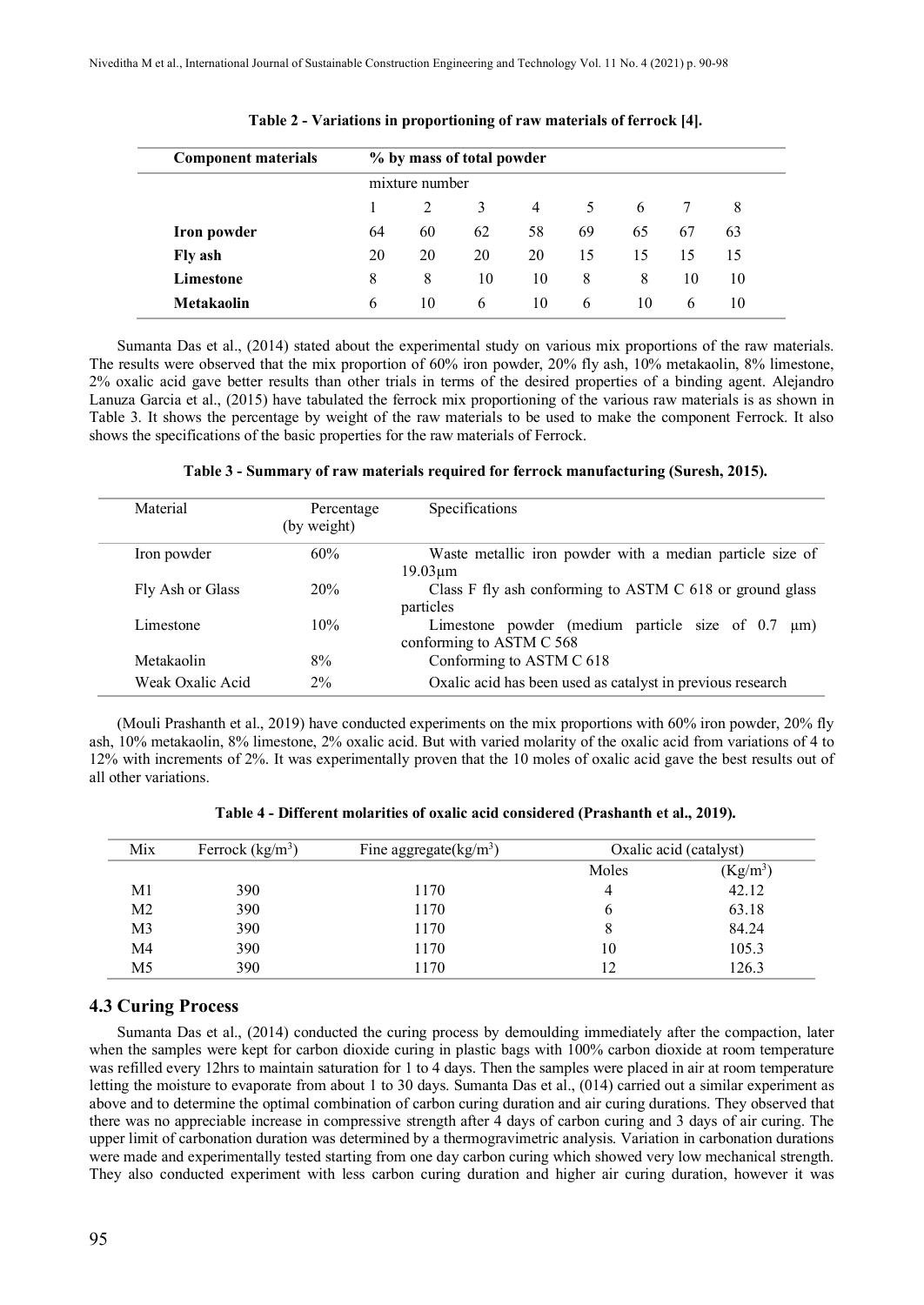**Table 2 - Variations in proportioning of raw materials of ferrock [4].**

| Component materials | % by mass of total powder | | | | | | | |
|---|---|---|---|---|---|---|---|---|
| | mixture number | | | | | | | |
| | 1 | 2 | 3 | 4 | 5 | 6 | 7 | 8 |
| **Iron powder** | 64 | 60 | 62 | 58 | 69 | 65 | 67 | 63 |
| **Fly ash** | 20 | 20 | 20 | 20 | 15 | 15 | 15 | 15 |
| **Limestone** | 8 | 8 | 10 | 10 | 8 | 8 | 10 | 10 |
| **Metakaolin** | 6 | 10 | 6 | 10 | 6 | 10 | 6 | 10 |

Sumanta Das et al., (2014) stated about the experimental study on various mix proportions of the raw materials. The results were observed that the mix proportion of 60% iron powder, 20% fly ash, 10% metakaolin, 8% limestone, 2% oxalic acid gave better results than other trials in terms of the desired properties of a binding agent. Alejandro Lanuza Garcia et al., (2015) have tabulated the ferrock mix proportioning of the various raw materials is as shown in Table 3. It shows the percentage by weight of the raw materials to be used to make the component Ferrock. It also shows the specifications of the basic properties for the raw materials of Ferrock.

**Table 3 - Summary of raw materials required for ferrock manufacturing (Suresh, 2015).**

| Material | Percentage (by weight) | Specifications |
|---|---|---|
| Iron powder | 60% | Waste metallic iron powder with a median particle size of 19.03μm |
| Fly Ash or Glass | 20% | Class F fly ash conforming to ASTM C 618 or ground glass particles |
| Limestone | 10% | Limestone powder (medium particle size of 0.7 μm) conforming to ASTM C 568 |
| Metakaolin | 8% | Conforming to ASTM C 618 |
| Weak Oxalic Acid | 2% | Oxalic acid has been used as catalyst in previous research |

(Mouli Prashanth et al., 2019) have conducted experiments on the mix proportions with 60% iron powder, 20% fly ash, 10% metakaolin, 8% limestone, 2% oxalic acid. But with varied molarity of the oxalic acid from variations of 4 to 12% with increments of 2%. It was experimentally proven that the 10 moles of oxalic acid gave the best results out of all other variations.

**Table 4 - Different molarities of oxalic acid considered (Prashanth et al., 2019).**

| Mix | Ferrock (kg/m$^3$) | Fine aggregate(kg/m$^3$) | Oxalic acid (catalyst) | |
|---|---|---|---|---|
| | | | Moles | (Kg/m$^3$) |
| M1 | 390 | 1170 | 4 | 42.12 |
| M2 | 390 | 1170 | 6 | 63.18 |
| M3 | 390 | 1170 | 8 | 84.24 |
| M4 | 390 | 1170 | 10 | 105.3 |
| M5 | 390 | 1170 | 12 | 126.3 |

## 4.3 Curing Process

Sumanta Das et al., (2014) conducted the curing process by demoulding immediately after the compaction, later when the samples were kept for carbon dioxide curing in plastic bags with 100% carbon dioxide at room temperature was refilled every 12hrs to maintain saturation for 1 to 4 days. Then the samples were placed in air at room temperature letting the moisture to evaporate from about 1 to 30 days. Sumanta Das et al., (014) carried out a similar experiment as above and to determine the optimal combination of carbon curing duration and air curing durations. They observed that there was no appreciable increase in compressive strength after 4 days of carbon curing and 3 days of air curing. The upper limit of carbonation duration was determined by a thermogravimetric analysis. Variation in carbonation durations were made and experimentally tested starting from one day carbon curing which showed very low mechanical strength. They also conducted experiment with less carbon curing duration and higher air curing duration, however it was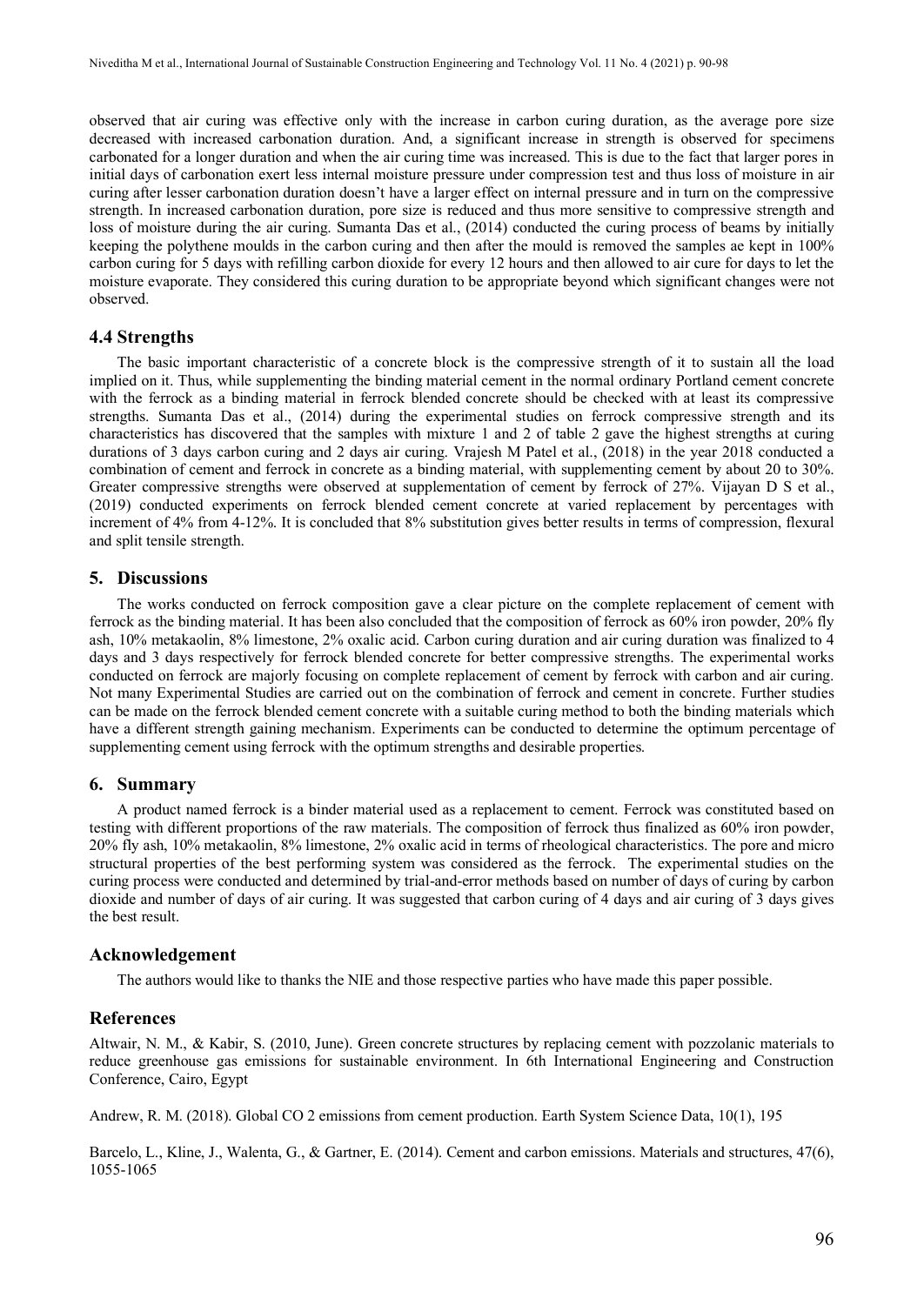observed that air curing was effective only with the increase in carbon curing duration, as the average pore size decreased with increased carbonation duration. And, a significant increase in strength is observed for specimens carbonated for a longer duration and when the air curing time was increased. This is due to the fact that larger pores in initial days of carbonation exert less internal moisture pressure under compression test and thus loss of moisture in air curing after lesser carbonation duration doesn't have a larger effect on internal pressure and in turn on the compressive strength. In increased carbonation duration, pore size is reduced and thus more sensitive to compressive strength and loss of moisture during the air curing. Sumanta Das et al., (2014) conducted the curing process of beams by initially keeping the polythene moulds in the carbon curing and then after the mould is removed the samples ae kept in 100% carbon curing for 5 days with refilling carbon dioxide for every 12 hours and then allowed to air cure for days to let the moisture evaporate. They considered this curing duration to be appropriate beyond which significant changes were not observed.

### 4.4 Strengths

The basic important characteristic of a concrete block is the compressive strength of it to sustain all the load implied on it. Thus, while supplementing the binding material cement in the normal ordinary Portland cement concrete with the ferrock as a binding material in ferrock blended concrete should be checked with at least its compressive strengths. Sumanta Das et al., (2014) during the experimental studies on ferrock compressive strength and its characteristics has discovered that the samples with mixture 1 and 2 of table 2 gave the highest strengths at curing durations of 3 days carbon curing and 2 days air curing. Vrajesh M Patel et al., (2018) in the year 2018 conducted a combination of cement and ferrock in concrete as a binding material, with supplementing cement by about 20 to 30%. Greater compressive strengths were observed at supplementation of cement by ferrock of 27%. Vijayan D S et al., (2019) conducted experiments on ferrock blended cement concrete at varied replacement by percentages with increment of 4% from 4-12%. It is concluded that 8% substitution gives better results in terms of compression, flexural and split tensile strength.

## 5. Discussions

The works conducted on ferrock composition gave a clear picture on the complete replacement of cement with ferrock as the binding material. It has been also concluded that the composition of ferrock as 60% iron powder, 20% fly ash, 10% metakaolin, 8% limestone, 2% oxalic acid. Carbon curing duration and air curing duration was finalized to 4 days and 3 days respectively for ferrock blended concrete for better compressive strengths. The experimental works conducted on ferrock are majorly focusing on complete replacement of cement by ferrock with carbon and air curing. Not many Experimental Studies are carried out on the combination of ferrock and cement in concrete. Further studies can be made on the ferrock blended cement concrete with a suitable curing method to both the binding materials which have a different strength gaining mechanism. Experiments can be conducted to determine the optimum percentage of supplementing cement using ferrock with the optimum strengths and desirable properties.

## 6. Summary

A product named ferrock is a binder material used as a replacement to cement. Ferrock was constituted based on testing with different proportions of the raw materials. The composition of ferrock thus finalized as 60% iron powder, 20% fly ash, 10% metakaolin, 8% limestone, 2% oxalic acid in terms of rheological characteristics. The pore and micro structural properties of the best performing system was considered as the ferrock. The experimental studies on the curing process were conducted and determined by trial-and-error methods based on number of days of curing by carbon dioxide and number of days of air curing. It was suggested that carbon curing of 4 days and air curing of 3 days gives the best result.

## Acknowledgement

The authors would like to thanks the NIE and those respective parties who have made this paper possible.

## References

Altwair, N. M., & Kabir, S. (2010, June). Green concrete structures by replacing cement with pozzolanic materials to reduce greenhouse gas emissions for sustainable environment. In 6th International Engineering and Construction Conference, Cairo, Egypt

Andrew, R. M. (2018). Global CO 2 emissions from cement production. Earth System Science Data, 10(1), 195

Barcelo, L., Kline, J., Walenta, G., & Gartner, E. (2014). Cement and carbon emissions. Materials and structures, 47(6), 1055-1065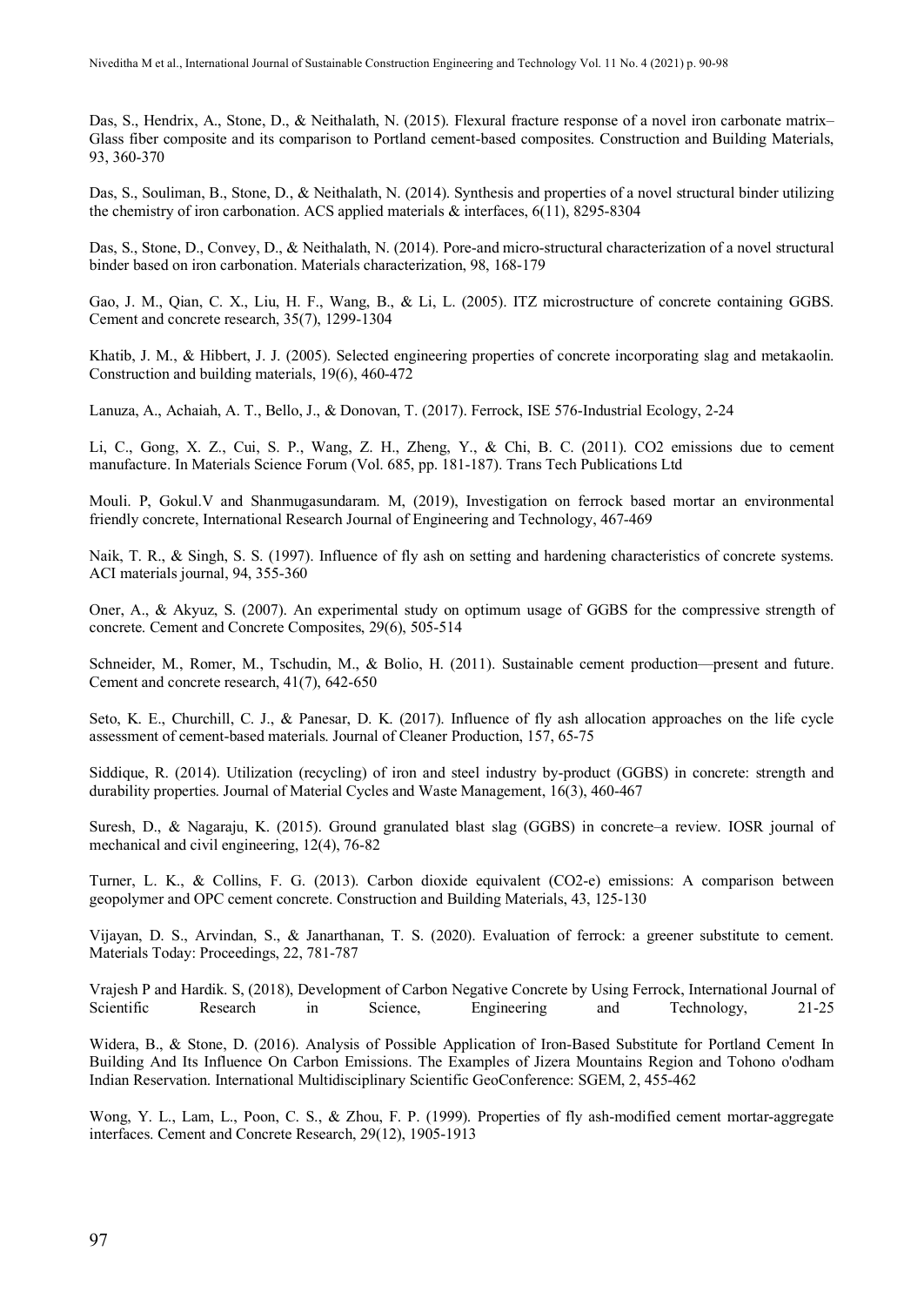Das, S., Hendrix, A., Stone, D., & Neithalath, N. (2015). Flexural fracture response of a novel iron carbonate matrix–Glass fiber composite and its comparison to Portland cement-based composites. Construction and Building Materials, 93, 360-370

Das, S., Souliman, B., Stone, D., & Neithalath, N. (2014). Synthesis and properties of a novel structural binder utilizing the chemistry of iron carbonation. ACS applied materials & interfaces, 6(11), 8295-8304

Das, S., Stone, D., Convey, D., & Neithalath, N. (2014). Pore-and micro-structural characterization of a novel structural binder based on iron carbonation. Materials characterization, 98, 168-179

Gao, J. M., Qian, C. X., Liu, H. F., Wang, B., & Li, L. (2005). ITZ microstructure of concrete containing GGBS. Cement and concrete research, 35(7), 1299-1304

Khatib, J. M., & Hibbert, J. J. (2005). Selected engineering properties of concrete incorporating slag and metakaolin. Construction and building materials, 19(6), 460-472

Lanuza, A., Achaiah, A. T., Bello, J., & Donovan, T. (2017). Ferrock, ISE 576-Industrial Ecology, 2-24

Li, C., Gong, X. Z., Cui, S. P., Wang, Z. H., Zheng, Y., & Chi, B. C. (2011). CO2 emissions due to cement manufacture. In Materials Science Forum (Vol. 685, pp. 181-187). Trans Tech Publications Ltd

Mouli. P, Gokul.V and Shanmugasundaram. M, (2019), Investigation on ferrock based mortar an environmental friendly concrete, International Research Journal of Engineering and Technology, 467-469

Naik, T. R., & Singh, S. S. (1997). Influence of fly ash on setting and hardening characteristics of concrete systems. ACI materials journal, 94, 355-360

Oner, A., & Akyuz, S. (2007). An experimental study on optimum usage of GGBS for the compressive strength of concrete. Cement and Concrete Composites, 29(6), 505-514

Schneider, M., Romer, M., Tschudin, M., & Bolio, H. (2011). Sustainable cement production—present and future. Cement and concrete research, 41(7), 642-650

Seto, K. E., Churchill, C. J., & Panesar, D. K. (2017). Influence of fly ash allocation approaches on the life cycle assessment of cement-based materials. Journal of Cleaner Production, 157, 65-75

Siddique, R. (2014). Utilization (recycling) of iron and steel industry by-product (GGBS) in concrete: strength and durability properties. Journal of Material Cycles and Waste Management, 16(3), 460-467

Suresh, D., & Nagaraju, K. (2015). Ground granulated blast slag (GGBS) in concrete–a review. IOSR journal of mechanical and civil engineering, 12(4), 76-82

Turner, L. K., & Collins, F. G. (2013). Carbon dioxide equivalent (CO2-e) emissions: A comparison between geopolymer and OPC cement concrete. Construction and Building Materials, 43, 125-130

Vijayan, D. S., Arvindan, S., & Janarthanan, T. S. (2020). Evaluation of ferrock: a greener substitute to cement. Materials Today: Proceedings, 22, 781-787

Vrajesh P and Hardik. S, (2018), Development of Carbon Negative Concrete by Using Ferrock, International Journal of Scientific Research in Science, Engineering and Technology, 21-25

Widera, B., & Stone, D. (2016). Analysis of Possible Application of Iron-Based Substitute for Portland Cement In Building And Its Influence On Carbon Emissions. The Examples of Jizera Mountains Region and Tohono o'odham Indian Reservation. International Multidisciplinary Scientific GeoConference: SGEM, 2, 455-462

Wong, Y. L., Lam, L., Poon, C. S., & Zhou, F. P. (1999). Properties of fly ash-modified cement mortar-aggregate interfaces. Cement and Concrete Research, 29(12), 1905-1913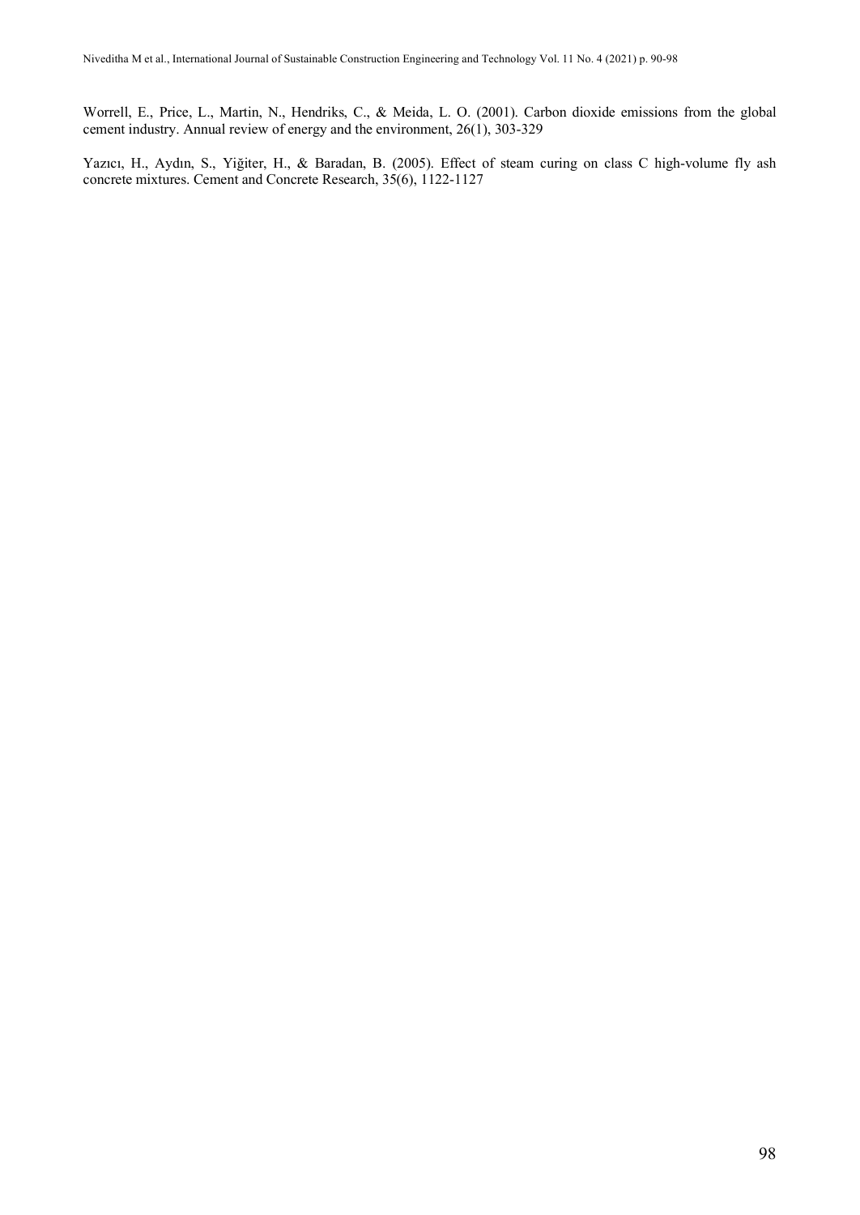Worrell, E., Price, L., Martin, N., Hendriks, C., & Meida, L. O. (2001). Carbon dioxide emissions from the global cement industry. Annual review of energy and the environment, 26(1), 303-329

Yazıcı, H., Aydın, S., Yiğiter, H., & Baradan, B. (2005). Effect of steam curing on class C high-volume fly ash concrete mixtures. Cement and Concrete Research, 35(6), 1122-1127